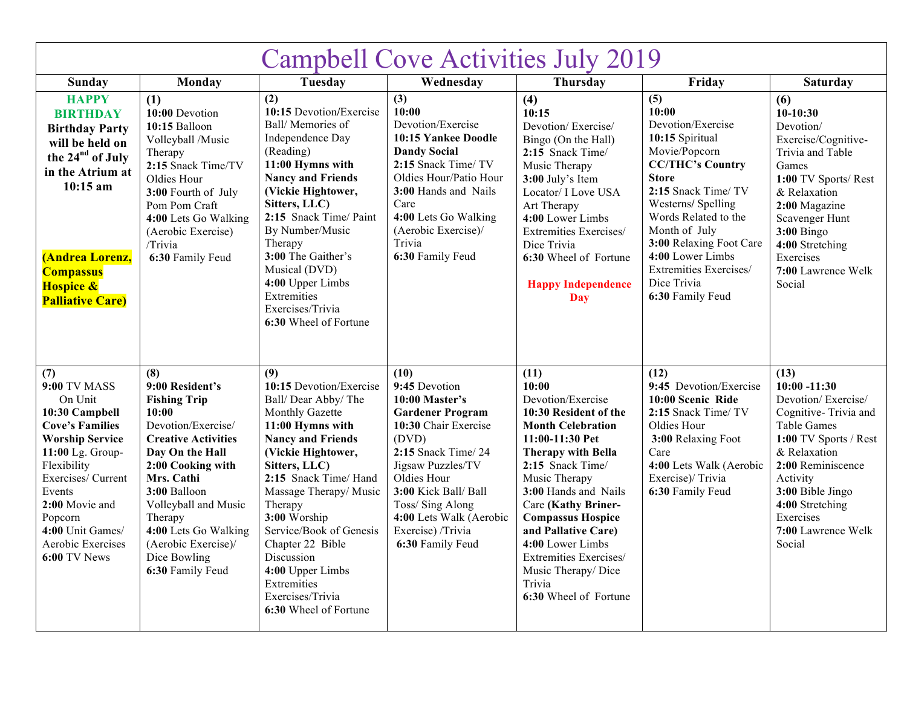# Campbell Cove Activities July 2019

| Sunday | Monday | Tuesday | Wednesday | Thursday | Friday | Saturday |
|---|---|---|---|---|---|---|
| **HAPPY BIRTHDAY** **Birthday Party will be held on the 24th of July in the Atrium at 10:15 am** **(Andrea Lorenz, Compassus Hospice & Palliative Care)** | **(1)** **10:00** Devotion **10:15** Balloon Volleyball /Music Therapy **2:15** Snack Time/TV Oldies Hour **3:00** Fourth of July Pom Pom Craft **4:00** Lets Go Walking (Aerobic Exercise) /Trivia **6:30** Family Feud | **(2)** **10:15** Devotion/Exercise Ball/ Memories of Independence Day (Reading) **11:00 Hymns with Nancy and Friends (Vickie Hightower, Sitters, LLC)** **2:15** Snack Time/ Paint By Number/Music Therapy **3:00** The Gaither's Musical (DVD) **4:00** Upper Limbs Extremities Exercises/Trivia **6:30** Wheel of Fortune | **(3)** **10:00** Devotion/Exercise **10:15 Yankee Doodle Dandy Social** **2:15** Snack Time/ TV Oldies Hour/Patio Hour **3:00** Hands and Nails Care **4:00** Lets Go Walking (Aerobic Exercise)/ Trivia **6:30** Family Feud | **(4)** **10:15** Devotion/ Exercise/ Bingo (On the Hall) **2:15** Snack Time/ Music Therapy **3:00** July's Item Locator/ I Love USA Art Therapy **4:00** Lower Limbs Extremities Exercises/ Dice Trivia **6:30** Wheel of Fortune **Happy Independence Day** | **(5)** **10:00** Devotion/Exercise **10:15** Spiritual Movie/Popcorn **CC/THC's Country Store** **2:15** Snack Time/ TV Westerns/ Spelling Words Related to the Month of July **3:00** Relaxing Foot Care **4:00** Lower Limbs Extremities Exercises/ Dice Trivia **6:30** Family Feud | **(6)** **10-10:30** Devotion/ Exercise/Cognitive-Trivia and Table Games **1:00** TV Sports/ Rest & Relaxation **2:00** Magazine Scavenger Hunt **3:00** Bingo **4:00** Stretching Exercises **7:00** Lawrence Welk Social |
| **(7)** **9:00** TV MASS On Unit **10:30 Campbell Cove's Families Worship Service** **11:00** Lg. Group-Flexibility Exercises/ Current Events **2:00** Movie and Popcorn **4:00** Unit Games/ Aerobic Exercises **6:00** TV News | **(8)** **9:00 Resident's Fishing Trip** **10:00** Devotion/Exercise/ **Creative Activities Day On the Hall** **2:00 Cooking with Mrs. Cathi** **3:00** Balloon Volleyball and Music Therapy **4:00** Lets Go Walking (Aerobic Exercise)/ Dice Bowling **6:30** Family Feud | **(9)** **10:15** Devotion/Exercise Ball/ Dear Abby/ The Monthly Gazette **11:00 Hymns with Nancy and Friends (Vickie Hightower, Sitters, LLC)** **2:15** Snack Time/ Hand Massage Therapy/ Music Therapy **3:00** Worship Service/Book of Genesis Chapter 22 Bible Discussion **4:00** Upper Limbs Extremities Exercises/Trivia **6:30** Wheel of Fortune | **(10)** **9:45** Devotion **10:00 Master's Gardener Program** **10:30** Chair Exercise (DVD) **2:15** Snack Time/ 24 Jigsaw Puzzles/TV Oldies Hour **3:00** Kick Ball/ Ball Toss/ Sing Along **4:00** Lets Walk (Aerobic Exercise) /Trivia **6:30** Family Feud | **(11)** **10:00** Devotion/Exercise **10:30 Resident of the Month Celebration** **11:00-11:30 Pet Therapy with Bella** **2:15** Snack Time/ Music Therapy **3:00** Hands and Nails Care **(Kathy Briner-Compassus Hospice and Pallative Care)** **4:00** Lower Limbs Extremities Exercises/ Music Therapy/ Dice Trivia **6:30** Wheel of Fortune | **(12)** **9:45** Devotion/Exercise **10:00 Scenic Ride** **2:15** Snack Time/ TV Oldies Hour **3:00** Relaxing Foot Care **4:00** Lets Walk (Aerobic Exercise)/ Trivia **6:30** Family Feud | **(13)** **10:00 -11:30** Devotion/ Exercise/ Cognitive- Trivia and Table Games **1:00** TV Sports / Rest & Relaxation **2:00** Reminiscence Activity **3:00** Bible Jingo **4:00** Stretching Exercises **7:00** Lawrence Welk Social |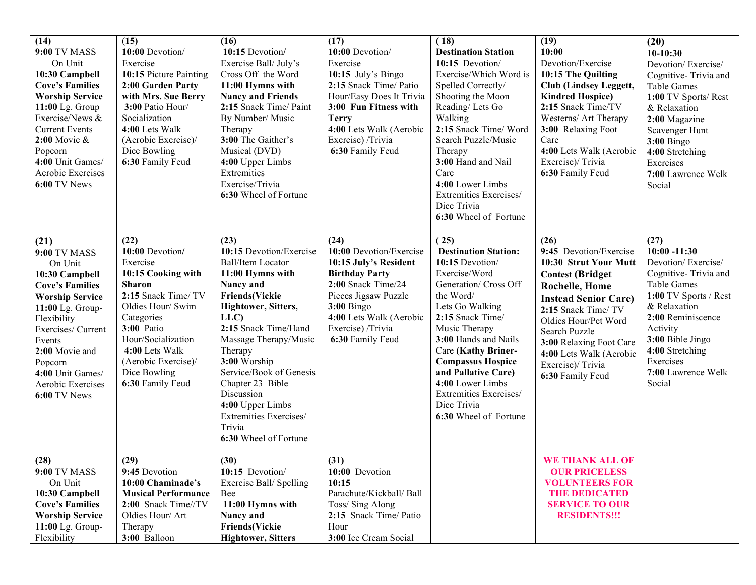| | | | | | | |
|---|---|---|---|---|---|---|
| **(14)**<br>**9:00** TV MASS On Unit<br>**10:30 Campbell Cove's Families Worship Service**<br>**11:00** Lg. Group Exercise/News & Current Events<br>**2:00** Movie & Popcorn<br>**4:00** Unit Games/ Aerobic Exercises<br>**6:00** TV News | **(15)**<br>**10:00** Devotion/ Exercise<br>**10:15** Picture Painting<br>**2:00 Garden Party with Mrs. Sue Berry**<br>**3:00** Patio Hour/ Socialization<br>**4:00** Lets Walk (Aerobic Exercise)/ Dice Bowling<br>**6:30** Family Feud | **(16)**<br>**10:15** Devotion/ Exercise Ball/ July's Cross Off the Word<br>**11:00 Hymns with Nancy and Friends**<br>**2:15** Snack Time/ Paint By Number/ Music Therapy<br>**3:00** The Gaither's Musical (DVD)<br>**4:00** Upper Limbs Extremities Exercise/Trivia<br>**6:30** Wheel of Fortune | **(17)**<br>**10:00** Devotion/ Exercise<br>**10:15** July's Bingo<br>**2:15** Snack Time/ Patio Hour/Easy Does It Trivia<br>**3:00 Fun Fitness with Terry**<br>**4:00** Lets Walk (Aerobic Exercise) /Trivia<br>**6:30** Family Feud | **(18)**<br>**Destination Station**<br>**10:15** Devotion/ Exercise/Which Word is Spelled Correctly/ Shooting the Moon Reading/ Lets Go Walking<br>**2:15** Snack Time/ Word Search Puzzle/Music Therapy<br>**3:00** Hand and Nail Care<br>**4:00** Lower Limbs Extremities Exercises/ Dice Trivia<br>**6:30** Wheel of Fortune | **(19)**<br>**10:00** Devotion/Exercise<br>**10:15 The Quilting Club (Lindsey Leggett, Kindred Hospice)**<br>**2:15** Snack Time/TV Westerns/ Art Therapy<br>**3:00** Relaxing Foot Care<br>**4:00** Lets Walk (Aerobic Exercise)/ Trivia<br>**6:30** Family Feud | **(20)**<br>**10-10:30** Devotion/ Exercise/ Cognitive- Trivia and Table Games<br>**1:00** TV Sports/ Rest & Relaxation<br>**2:00** Magazine Scavenger Hunt<br>**3:00** Bingo<br>**4:00** Stretching Exercises<br>**7:00** Lawrence Welk Social |
| **(21)**<br>**9:00** TV MASS On Unit<br>**10:30 Campbell Cove's Families Worship Service**<br>**11:00** Lg. Group- Flexibility Exercises/ Current Events<br>**2:00** Movie and Popcorn<br>**4:00** Unit Games/ Aerobic Exercises<br>**6:00** TV News | **(22)**<br>**10:00** Devotion/ Exercise<br>**10:15 Cooking with Sharon**<br>**2:15** Snack Time/ TV Oldies Hour/ Swim Categories<br>**3:00** Patio Hour/Socialization<br>**4:00** Lets Walk (Aerobic Exercise)/ Dice Bowling<br>**6:30** Family Feud | **(23)**<br>**10:15** Devotion/Exercise Ball/Item Locator<br>**11:00 Hymns with Nancy and Friends(Vickie Hightower, Sitters, LLC)**<br>**2:15** Snack Time/Hand Massage Therapy/Music Therapy<br>**3:00** Worship Service/Book of Genesis Chapter 23 Bible Discussion<br>**4:00** Upper Limbs Extremities Exercises/ Trivia<br>**6:30** Wheel of Fortune | **(24)**<br>**10:00** Devotion/Exercise<br>**10:15 July's Resident Birthday Party**<br>**2:00** Snack Time/24 Pieces Jigsaw Puzzle<br>**3:00** Bingo<br>**4:00** Lets Walk (Aerobic Exercise) /Trivia<br>**6:30** Family Feud | **(25)**<br>**Destination Station:**<br>**10:15** Devotion/ Exercise/Word Generation/ Cross Off the Word/ Lets Go Walking<br>**2:15** Snack Time/ Music Therapy<br>**3:00** Hands and Nails Care **(Kathy Briner-Compassus Hospice and Pallative Care)**<br>**4:00** Lower Limbs Extremities Exercises/ Dice Trivia<br>**6:30** Wheel of Fortune | **(26)**<br>**9:45** Devotion/Exercise<br>**10:30 Strut Your Mutt Contest (Bridget Rochelle, Home Instead Senior Care)**<br>**2:15** Snack Time/ TV Oldies Hour/Pet Word Search Puzzle<br>**3:00** Relaxing Foot Care<br>**4:00** Lets Walk (Aerobic Exercise)/ Trivia<br>**6:30** Family Feud | **(27)**<br>**10:00 -11:30** Devotion/ Exercise/ Cognitive- Trivia and Table Games<br>**1:00** TV Sports / Rest & Relaxation<br>**2:00** Reminiscence Activity<br>**3:00** Bible Jingo<br>**4:00** Stretching Exercises<br>**7:00** Lawrence Welk Social |
| **(28)**<br>**9:00** TV MASS On Unit<br>**10:30 Campbell Cove's Families Worship Service**<br>**11:00** Lg. Group- Flexibility | **(29)**<br>**9:45** Devotion<br>**10:00 Chaminade's Musical Performance**<br>**2:00** Snack Time//TV Oldies Hour/ Art Therapy<br>**3:00** Balloon | **(30)**<br>**10:15** Devotion/ Exercise Ball/ Spelling Bee<br>**11:00 Hymns with Nancy and Friends(Vickie Hightower, Sitters** | **(31)**<br>**10:00** Devotion<br>**10:15** Parachute/Kickball/ Ball Toss/ Sing Along<br>**2:15** Snack Time/ Patio Hour<br>**3:00** Ice Cream Social | | **WE THANK ALL OF OUR PRICELESS VOLUNTEERS FOR THE DEDICATED SERVICE TO OUR RESIDENTS!!!** | |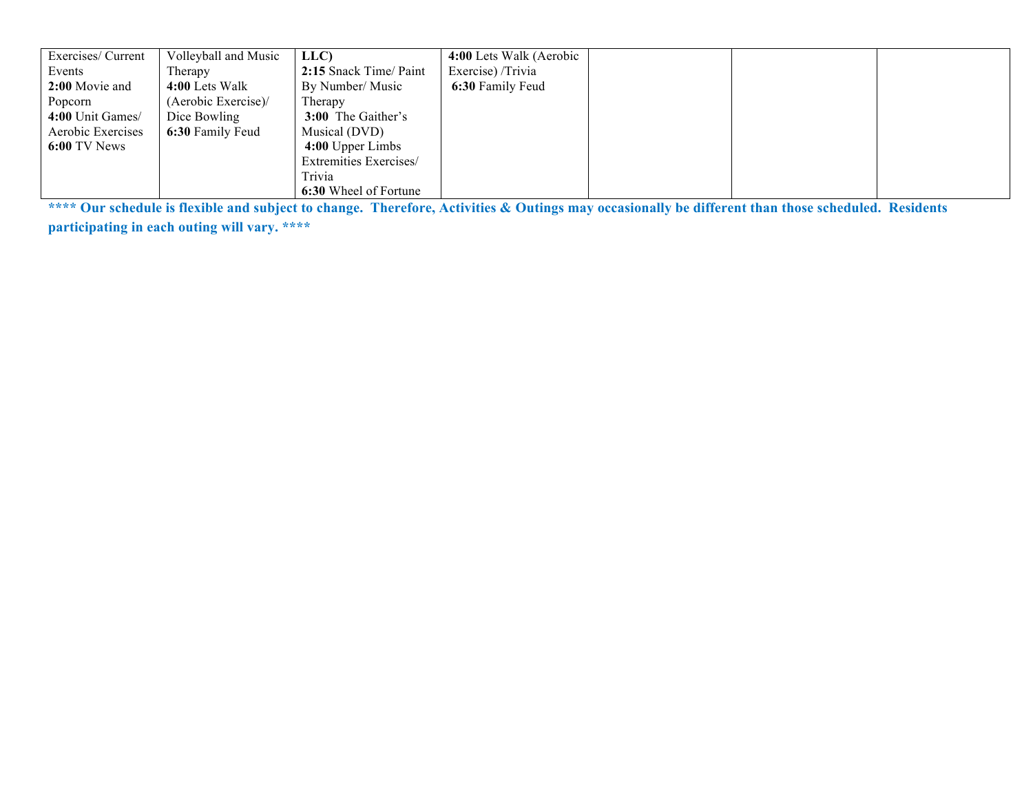| | | | | | | |
|---|---|---|---|---|---|---|
| Exercises/ Current Events **2:00** Movie and Popcorn **4:00** Unit Games/ Aerobic Exercises **6:00** TV News | Volleyball and Music Therapy **4:00** Lets Walk (Aerobic Exercise)/ Dice Bowling **6:30** Family Feud | **LLC)** **2:15** Snack Time/ Paint By Number/ Music Therapy **3:00** The Gaither's Musical (DVD) **4:00** Upper Limbs Extremities Exercises/ Trivia **6:30** Wheel of Fortune | **4:00** Lets Walk (Aerobic Exercise) /Trivia **6:30** Family Feud | | | |

**\*\*\*\* Our schedule is flexible and subject to change. Therefore, Activities & Outings may occasionally be different than those scheduled. Residents participating in each outing will vary. \*\*\*\***